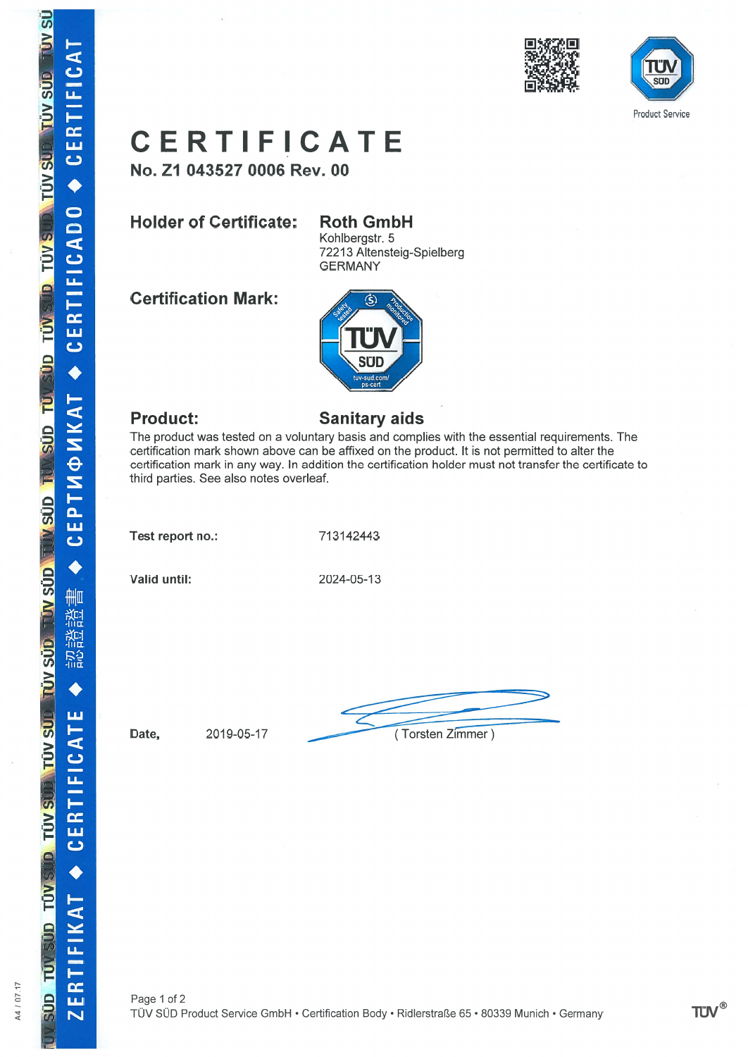# CERTIFICATE

**No. Z1 043527 0006 Rev. 00**

**Holder of Certificate:** **Roth GmbH**
Kohlbergstr. 5
72213 Altensteig-Spielberg
GERMANY

**Certification Mark:**

**Product:** **Sanitary aids**

The product was tested on a voluntary basis and complies with the essential requirements. The certification mark shown above can be affixed on the product. It is not permitted to alter the certification mark in any way. In addition the certification holder must not transfer the certificate to third parties. See also notes overleaf.

**Test report no.:** 713142443

**Valid until:** 2024-05-13

**Date,** 2019-05-17

( Torsten Zimmer )

TÜV SÜD Product Service GmbH • Certification Body • Ridlerstraße 65 • 80339 Munich • Germany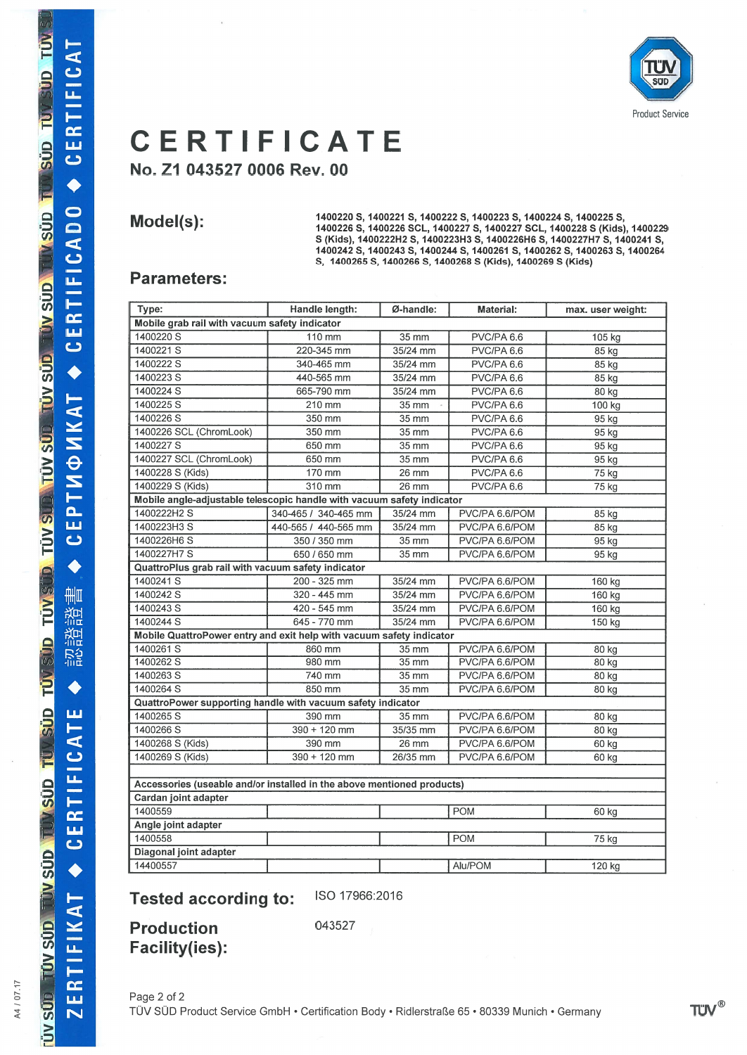# CERTIFICATE

## No. Z1 043527 0006 Rev. 00

**Model(s):** **1400220 S, 1400221 S, 1400222 S, 1400223 S, 1400224 S, 1400225 S, 1400226 S, 1400226 SCL, 1400227 S, 1400227 SCL, 1400228 S (Kids), 1400229 S (Kids), 1400222H2 S, 1400223H3 S, 1400226H6 S, 1400227H7 S, 1400241 S, 1400242 S, 1400243 S, 1400244 S, 1400261 S, 1400262 S, 1400263 S, 1400264 S, 1400265 S, 1400266 S, 1400268 S (Kids), 1400269 S (Kids)**

**Parameters:**

| Type: | Handle length: | Ø-handle: | Material: | max. user weight: |
|---|---|---|---|---|
| **Mobile grab rail with vacuum safety indicator** | | | | |
| 1400220 S | 110 mm | 35 mm | PVC/PA 6.6 | 105 kg |
| 1400221 S | 220-345 mm | 35/24 mm | PVC/PA 6.6 | 85 kg |
| 1400222 S | 340-465 mm | 35/24 mm | PVC/PA 6.6 | 85 kg |
| 1400223 S | 440-565 mm | 35/24 mm | PVC/PA 6.6 | 85 kg |
| 1400224 S | 665-790 mm | 35/24 mm | PVC/PA 6.6 | 80 kg |
| 1400225 S | 210 mm | 35 mm | PVC/PA 6.6 | 100 kg |
| 1400226 S | 350 mm | 35 mm | PVC/PA 6.6 | 95 kg |
| 1400226 SCL (ChromLook) | 350 mm | 35 mm | PVC/PA 6.6 | 95 kg |
| 1400227 S | 650 mm | 35 mm | PVC/PA 6.6 | 95 kg |
| 1400227 SCL (ChromLook) | 650 mm | 35 mm | PVC/PA 6.6 | 95 kg |
| 1400228 S (Kids) | 170 mm | 26 mm | PVC/PA 6.6 | 75 kg |
| 1400229 S (Kids) | 310 mm | 26 mm | PVC/PA 6.6 | 75 kg |
| **Mobile angle-adjustable telescopic handle with vacuum safety indicator** | | | | |
| 1400222H2 S | 340-465 / 340-465 mm | 35/24 mm | PVC/PA 6.6/POM | 85 kg |
| 1400223H3 S | 440-565 / 440-565 mm | 35/24 mm | PVC/PA 6.6/POM | 85 kg |
| 1400226H6 S | 350 / 350 mm | 35 mm | PVC/PA 6.6/POM | 95 kg |
| 1400227H7 S | 650 / 650 mm | 35 mm | PVC/PA 6.6/POM | 95 kg |
| **QuattroPlus grab rail with vacuum safety indicator** | | | | |
| 1400241 S | 200 - 325 mm | 35/24 mm | PVC/PA 6.6/POM | 160 kg |
| 1400242 S | 320 - 445 mm | 35/24 mm | PVC/PA 6.6/POM | 160 kg |
| 1400243 S | 420 - 545 mm | 35/24 mm | PVC/PA 6.6/POM | 160 kg |
| 1400244 S | 645 - 770 mm | 35/24 mm | PVC/PA 6.6/POM | 150 kg |
| **Mobile QuattroPower entry and exit help with vacuum safety indicator** | | | | |
| 1400261 S | 860 mm | 35 mm | PVC/PA 6.6/POM | 80 kg |
| 1400262 S | 980 mm | 35 mm | PVC/PA 6.6/POM | 80 kg |
| 1400263 S | 740 mm | 35 mm | PVC/PA 6.6/POM | 80 kg |
| 1400264 S | 850 mm | 35 mm | PVC/PA 6.6/POM | 80 kg |
| **QuattroPower supporting handle with vacuum safety indicator** | | | | |
| 1400265 S | 390 mm | 35 mm | PVC/PA 6.6/POM | 80 kg |
| 1400266 S | 390 + 120 mm | 35/35 mm | PVC/PA 6.6/POM | 80 kg |
| 1400268 S (Kids) | 390 mm | 26 mm | PVC/PA 6.6/POM | 60 kg |
| 1400269 S (Kids) | 390 + 120 mm | 26/35 mm | PVC/PA 6.6/POM | 60 kg |
| | | | | |
| **Accessories (useable and/or installed in the above mentioned products)** | | | | |
| **Cardan joint adapter** | | | | |
| 1400559 | | | POM | 60 kg |
| **Angle joint adapter** | | | | |
| 1400558 | | | POM | 75 kg |
| **Diagonal joint adapter** | | | | |
| 14400557 | | | Alu/POM | 120 kg |

**Tested according to:** ISO 17966:2016

**Production Facility(ies):** 043527

TÜV SÜD Product Service GmbH • Certification Body • Ridlerstraße 65 • 80339 Munich • Germany